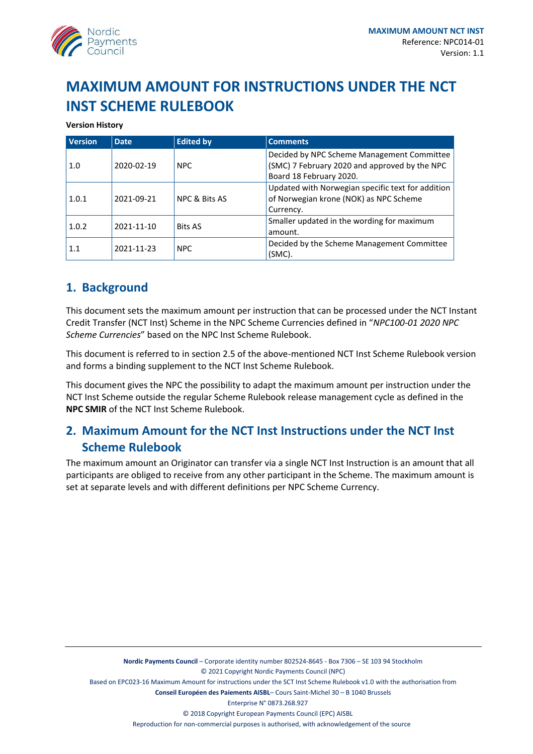# MAXIMUM AMOUNT FOR INSTRUCTIONS UNDER THE NCT INST SCHEME RULEBOOK

**Version History**

| Version | Date | Edited by | Comments |
|---|---|---|---|
| 1.0 | 2020-02-19 | NPC | Decided by NPC Scheme Management Committee (SMC) 7 February 2020 and approved by the NPC Board 18 February 2020. |
| 1.0.1 | 2021-09-21 | NPC & Bits AS | Updated with Norwegian specific text for addition of Norwegian krone (NOK) as NPC Scheme Currency. |
| 1.0.2 | 2021-11-10 | Bits AS | Smaller updated in the wording for maximum amount. |
| 1.1 | 2021-11-23 | NPC | Decided by the Scheme Management Committee (SMC). |

## 1. Background

This document sets the maximum amount per instruction that can be processed under the NCT Instant Credit Transfer (NCT Inst) Scheme in the NPC Scheme Currencies defined in "*NPC100-01 2020 NPC Scheme Currencies*" based on the NPC Inst Scheme Rulebook.

This document is referred to in section 2.5 of the above-mentioned NCT Inst Scheme Rulebook version and forms a binding supplement to the NCT Inst Scheme Rulebook.

This document gives the NPC the possibility to adapt the maximum amount per instruction under the NCT Inst Scheme outside the regular Scheme Rulebook release management cycle as defined in the **NPC SMIR** of the NCT Inst Scheme Rulebook.

## 2. Maximum Amount for the NCT Inst Instructions under the NCT Inst Scheme Rulebook

The maximum amount an Originator can transfer via a single NCT Inst Instruction is an amount that all participants are obliged to receive from any other participant in the Scheme. The maximum amount is set at separate levels and with different definitions per NPC Scheme Currency.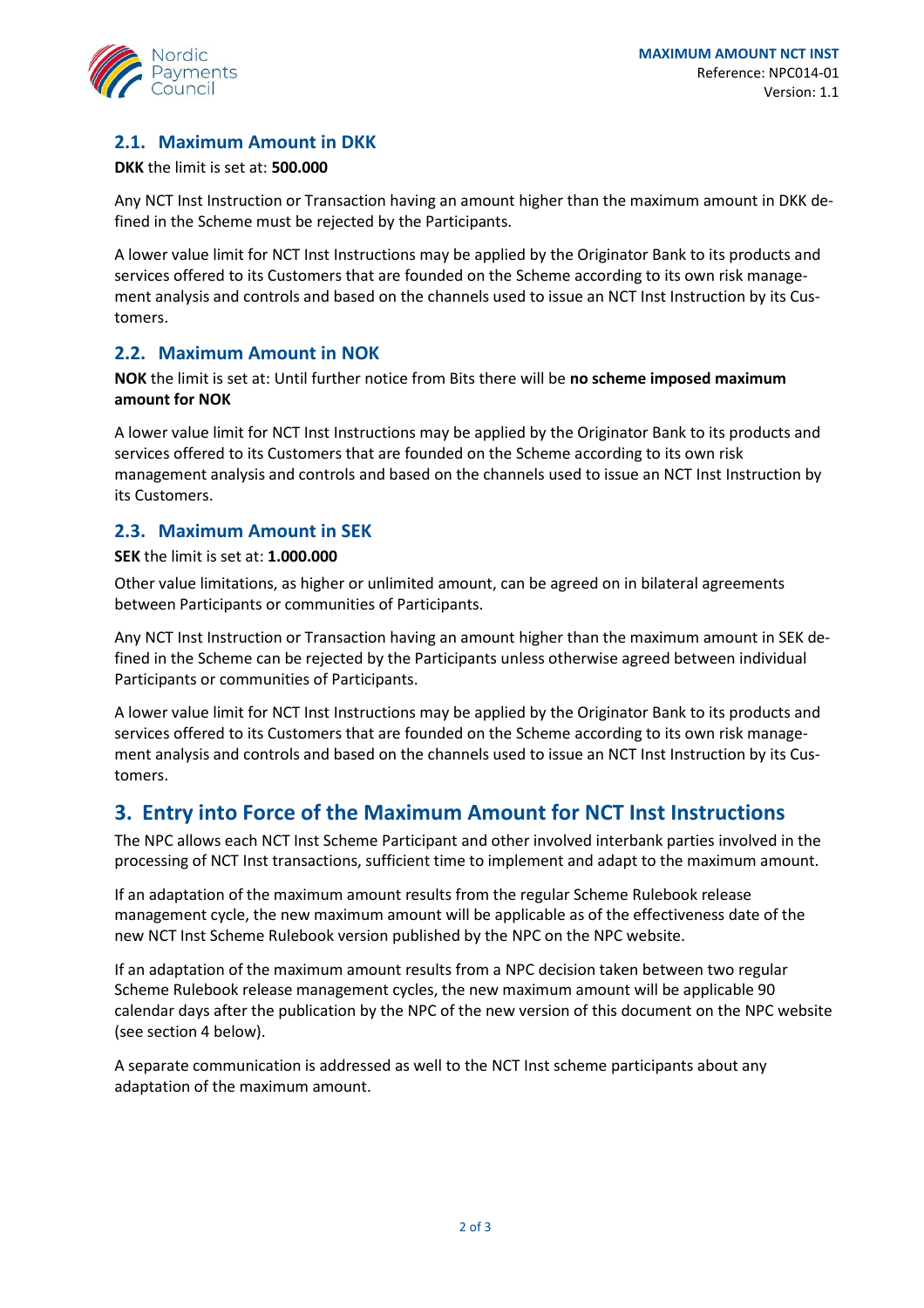## 2.1. Maximum Amount in DKK

**DKK** the limit is set at: **500.000**

Any NCT Inst Instruction or Transaction having an amount higher than the maximum amount in DKK defined in the Scheme must be rejected by the Participants.

A lower value limit for NCT Inst Instructions may be applied by the Originator Bank to its products and services offered to its Customers that are founded on the Scheme according to its own risk management analysis and controls and based on the channels used to issue an NCT Inst Instruction by its Customers.

## 2.2. Maximum Amount in NOK

**NOK** the limit is set at: Until further notice from Bits there will be **no scheme imposed maximum amount for NOK**

A lower value limit for NCT Inst Instructions may be applied by the Originator Bank to its products and services offered to its Customers that are founded on the Scheme according to its own risk management analysis and controls and based on the channels used to issue an NCT Inst Instruction by its Customers.

## 2.3. Maximum Amount in SEK

**SEK** the limit is set at: **1.000.000**

Other value limitations, as higher or unlimited amount, can be agreed on in bilateral agreements between Participants or communities of Participants.

Any NCT Inst Instruction or Transaction having an amount higher than the maximum amount in SEK defined in the Scheme can be rejected by the Participants unless otherwise agreed between individual Participants or communities of Participants.

A lower value limit for NCT Inst Instructions may be applied by the Originator Bank to its products and services offered to its Customers that are founded on the Scheme according to its own risk management analysis and controls and based on the channels used to issue an NCT Inst Instruction by its Customers.

# 3. Entry into Force of the Maximum Amount for NCT Inst Instructions

The NPC allows each NCT Inst Scheme Participant and other involved interbank parties involved in the processing of NCT Inst transactions, sufficient time to implement and adapt to the maximum amount.

If an adaptation of the maximum amount results from the regular Scheme Rulebook release management cycle, the new maximum amount will be applicable as of the effectiveness date of the new NCT Inst Scheme Rulebook version published by the NPC on the NPC website.

If an adaptation of the maximum amount results from a NPC decision taken between two regular Scheme Rulebook release management cycles, the new maximum amount will be applicable 90 calendar days after the publication by the NPC of the new version of this document on the NPC website (see section 4 below).

A separate communication is addressed as well to the NCT Inst scheme participants about any adaptation of the maximum amount.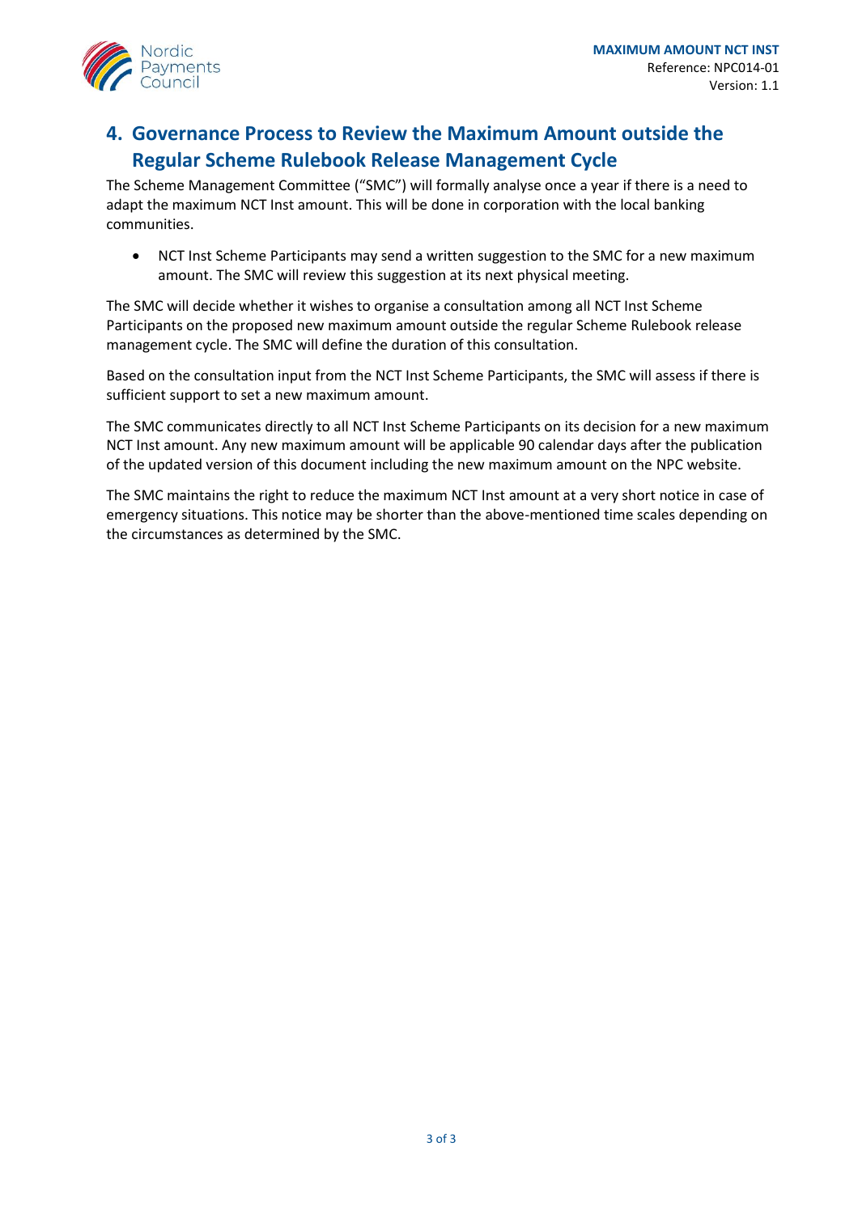## 4. Governance Process to Review the Maximum Amount outside the Regular Scheme Rulebook Release Management Cycle

The Scheme Management Committee ("SMC") will formally analyse once a year if there is a need to adapt the maximum NCT Inst amount. This will be done in corporation with the local banking communities.

- NCT Inst Scheme Participants may send a written suggestion to the SMC for a new maximum amount. The SMC will review this suggestion at its next physical meeting.

The SMC will decide whether it wishes to organise a consultation among all NCT Inst Scheme Participants on the proposed new maximum amount outside the regular Scheme Rulebook release management cycle. The SMC will define the duration of this consultation.

Based on the consultation input from the NCT Inst Scheme Participants, the SMC will assess if there is sufficient support to set a new maximum amount.

The SMC communicates directly to all NCT Inst Scheme Participants on its decision for a new maximum NCT Inst amount. Any new maximum amount will be applicable 90 calendar days after the publication of the updated version of this document including the new maximum amount on the NPC website.

The SMC maintains the right to reduce the maximum NCT Inst amount at a very short notice in case of emergency situations. This notice may be shorter than the above-mentioned time scales depending on the circumstances as determined by the SMC.